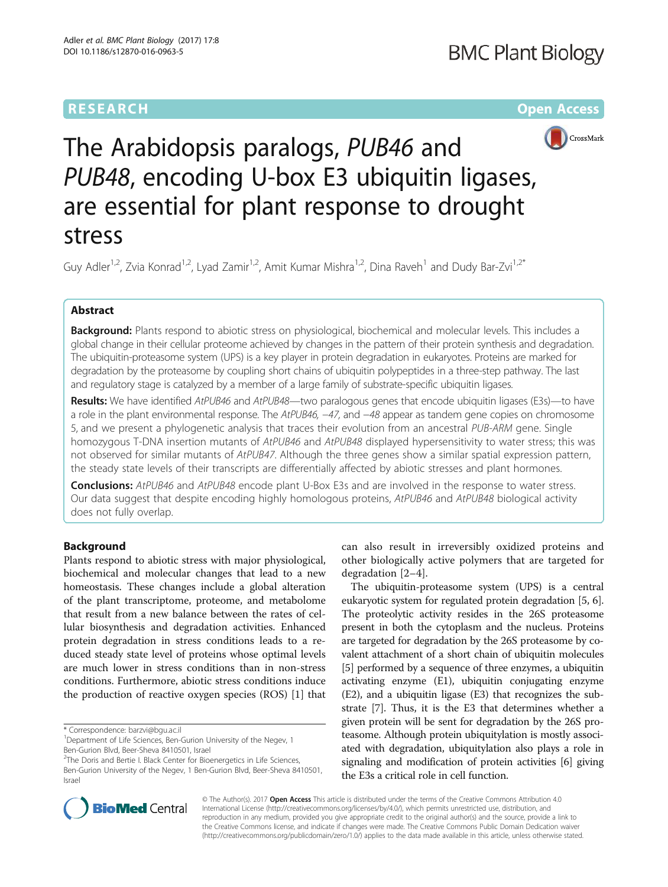RESEARCH Open Access

# The Arabidopsis paralogs, *PUB46* and *PUB48*, encoding U-box E3 ubiquitin ligases, are essential for plant response to drought stress

Guy Adler[1,2], Zvia Konrad[1,2], Lyad Zamir[1,2], Amit Kumar Mishra[1,2], Dina Raveh[1] and Dudy Bar-Zvi[1,2*]

## Abstract

**Background:** Plants respond to abiotic stress on physiological, biochemical and molecular levels. This includes a global change in their cellular proteome achieved by changes in the pattern of their protein synthesis and degradation. The ubiquitin-proteasome system (UPS) is a key player in protein degradation in eukaryotes. Proteins are marked for degradation by the proteasome by coupling short chains of ubiquitin polypeptides in a three-step pathway. The last and regulatory stage is catalyzed by a member of a large family of substrate-specific ubiquitin ligases.

**Results:** We have identified *AtPUB46* and *AtPUB48*—two paralogous genes that encode ubiquitin ligases (E3s)—to have a role in the plant environmental response. The *AtPUB46, −47,* and *−48* appear as tandem gene copies on chromosome 5, and we present a phylogenetic analysis that traces their evolution from an ancestral *PUB-ARM* gene. Single homozygous T-DNA insertion mutants of *AtPUB46* and *AtPUB48* displayed hypersensitivity to water stress; this was not observed for similar mutants of *AtPUB47*. Although the three genes show a similar spatial expression pattern, the steady state levels of their transcripts are differentially affected by abiotic stresses and plant hormones.

**Conclusions:** *AtPUB46* and *AtPUB48* encode plant U-Box E3s and are involved in the response to water stress. Our data suggest that despite encoding highly homologous proteins, *AtPUB46* and *AtPUB48* biological activity does not fully overlap.

## Background

Plants respond to abiotic stress with major physiological, biochemical and molecular changes that lead to a new homeostasis. These changes include a global alteration of the plant transcriptome, proteome, and metabolome that result from a new balance between the rates of cellular biosynthesis and degradation activities. Enhanced protein degradation in stress conditions leads to a reduced steady state level of proteins whose optimal levels are much lower in stress conditions than in non-stress conditions. Furthermore, abiotic stress conditions induce the production of reactive oxygen species (ROS) [1] that can also result in irreversibly oxidized proteins and other biologically active polymers that are targeted for degradation [2–4].

The ubiquitin-proteasome system (UPS) is a central eukaryotic system for regulated protein degradation [5, 6]. The proteolytic activity resides in the 26S proteasome present in both the cytoplasm and the nucleus. Proteins are targeted for degradation by the 26S proteasome by covalent attachment of a short chain of ubiquitin molecules [5] performed by a sequence of three enzymes, a ubiquitin activating enzyme (E1), ubiquitin conjugating enzyme (E2), and a ubiquitin ligase (E3) that recognizes the substrate [7]. Thus, it is the E3 that determines whether a given protein will be sent for degradation by the 26S proteasome. Although protein ubiquitylation is mostly associated with degradation, ubiquitylation also plays a role in signaling and modification of protein activities [6] giving the E3s a critical role in cell function.

\* Correspondence: barzvi@bgu.ac.il

[1]Department of Life Sciences, Ben-Gurion University of the Negev, 1 Ben-Gurion Blvd, Beer-Sheva 8410501, Israel

[2]The Doris and Bertie I. Black Center for Bioenergetics in Life Sciences, Ben-Gurion University of the Negev, 1 Ben-Gurion Blvd, Beer-Sheva 8410501, Israel

© The Author(s). 2017 **Open Access** This article is distributed under the terms of the Creative Commons Attribution 4.0 International License (http://creativecommons.org/licenses/by/4.0/), which permits unrestricted use, distribution, and reproduction in any medium, provided you give appropriate credit to the original author(s) and the source, provide a link to the Creative Commons license, and indicate if changes were made. The Creative Commons Public Domain Dedication waiver (http://creativecommons.org/publicdomain/zero/1.0/) applies to the data made available in this article, unless otherwise stated.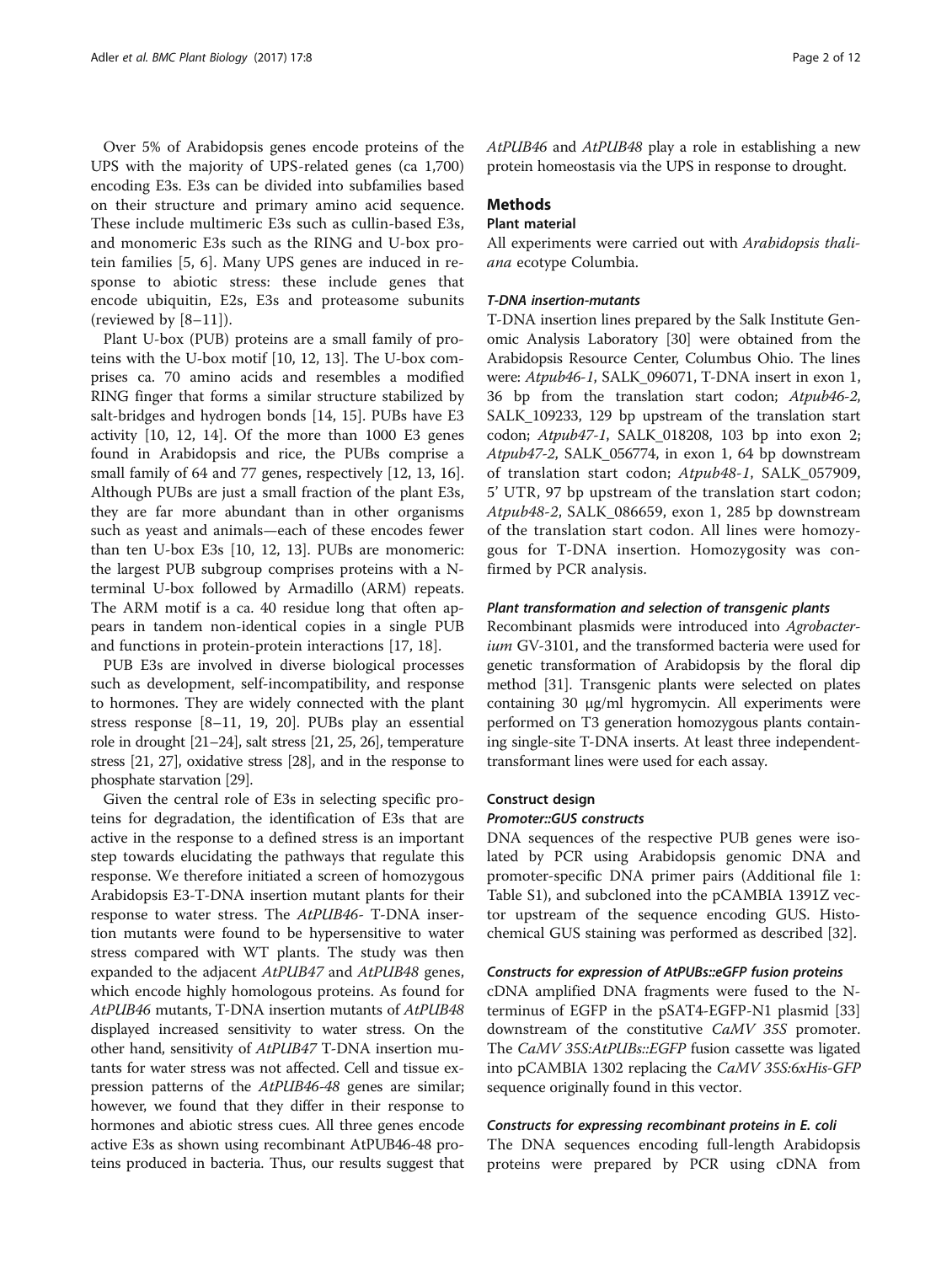Over 5% of Arabidopsis genes encode proteins of the UPS with the majority of UPS-related genes (ca 1,700) encoding E3s. E3s can be divided into subfamilies based on their structure and primary amino acid sequence. These include multimeric E3s such as cullin-based E3s, and monomeric E3s such as the RING and U-box protein families [5, 6]. Many UPS genes are induced in response to abiotic stress: these include genes that encode ubiquitin, E2s, E3s and proteasome subunits (reviewed by [8–11]).

Plant U-box (PUB) proteins are a small family of proteins with the U-box motif [10, 12, 13]. The U-box comprises ca. 70 amino acids and resembles a modified RING finger that forms a similar structure stabilized by salt-bridges and hydrogen bonds [14, 15]. PUBs have E3 activity [10, 12, 14]. Of the more than 1000 E3 genes found in Arabidopsis and rice, the PUBs comprise a small family of 64 and 77 genes, respectively [12, 13, 16]. Although PUBs are just a small fraction of the plant E3s, they are far more abundant than in other organisms such as yeast and animals—each of these encodes fewer than ten U-box E3s [10, 12, 13]. PUBs are monomeric: the largest PUB subgroup comprises proteins with a N-terminal U-box followed by Armadillo (ARM) repeats. The ARM motif is a ca. 40 residue long that often appears in tandem non-identical copies in a single PUB and functions in protein-protein interactions [17, 18].

PUB E3s are involved in diverse biological processes such as development, self-incompatibility, and response to hormones. They are widely connected with the plant stress response [8–11, 19, 20]. PUBs play an essential role in drought [21–24], salt stress [21, 25, 26], temperature stress [21, 27], oxidative stress [28], and in the response to phosphate starvation [29].

Given the central role of E3s in selecting specific proteins for degradation, the identification of E3s that are active in the response to a defined stress is an important step towards elucidating the pathways that regulate this response. We therefore initiated a screen of homozygous Arabidopsis E3-T-DNA insertion mutant plants for their response to water stress. The *AtPUB46*- T-DNA insertion mutants were found to be hypersensitive to water stress compared with WT plants. The study was then expanded to the adjacent *AtPUB47* and *AtPUB48* genes, which encode highly homologous proteins. As found for *AtPUB46* mutants, T-DNA insertion mutants of *AtPUB48* displayed increased sensitivity to water stress. On the other hand, sensitivity of *AtPUB47* T-DNA insertion mutants for water stress was not affected. Cell and tissue expression patterns of the *AtPUB46-48* genes are similar; however, we found that they differ in their response to hormones and abiotic stress cues. All three genes encode active E3s as shown using recombinant AtPUB46-48 proteins produced in bacteria. Thus, our results suggest that *AtPUB46* and *AtPUB48* play a role in establishing a new protein homeostasis via the UPS in response to drought.

## Methods

### Plant material

All experiments were carried out with *Arabidopsis thaliana* ecotype Columbia.

#### *T-DNA insertion-mutants*

T-DNA insertion lines prepared by the Salk Institute Genomic Analysis Laboratory [30] were obtained from the Arabidopsis Resource Center, Columbus Ohio. The lines were: *Atpub46-1*, SALK_096071, T-DNA insert in exon 1, 36 bp from the translation start codon; *Atpub46-2*, SALK_109233, 129 bp upstream of the translation start codon; *Atpub47-1*, SALK_018208, 103 bp into exon 2; *Atpub47-2*, SALK_056774, in exon 1, 64 bp downstream of translation start codon; *Atpub48-1*, SALK_057909, 5' UTR, 97 bp upstream of the translation start codon; *Atpub48-2*, SALK_086659, exon 1, 285 bp downstream of the translation start codon. All lines were homozygous for T-DNA insertion. Homozygosity was confirmed by PCR analysis.

#### *Plant transformation and selection of transgenic plants*

Recombinant plasmids were introduced into *Agrobacterium* GV-3101, and the transformed bacteria were used for genetic transformation of Arabidopsis by the floral dip method [31]. Transgenic plants were selected on plates containing 30 μg/ml hygromycin. All experiments were performed on T3 generation homozygous plants containing single-site T-DNA inserts. At least three independent-transformant lines were used for each assay.

### Construct design

#### *Promoter::GUS constructs*

DNA sequences of the respective PUB genes were isolated by PCR using Arabidopsis genomic DNA and promoter-specific DNA primer pairs (Additional file 1: Table S1), and subcloned into the pCAMBIA 1391Z vector upstream of the sequence encoding GUS. Histochemical GUS staining was performed as described [32].

#### *Constructs for expression of AtPUBs::eGFP fusion proteins*

cDNA amplified DNA fragments were fused to the N-terminus of EGFP in the pSAT4-EGFP-N1 plasmid [33] downstream of the constitutive *CaMV 35S* promoter. The *CaMV 35S:AtPUBs::EGFP* fusion cassette was ligated into pCAMBIA 1302 replacing the *CaMV 35S:6xHis-GFP* sequence originally found in this vector.

#### *Constructs for expressing recombinant proteins in E. coli*

The DNA sequences encoding full-length Arabidopsis proteins were prepared by PCR using cDNA from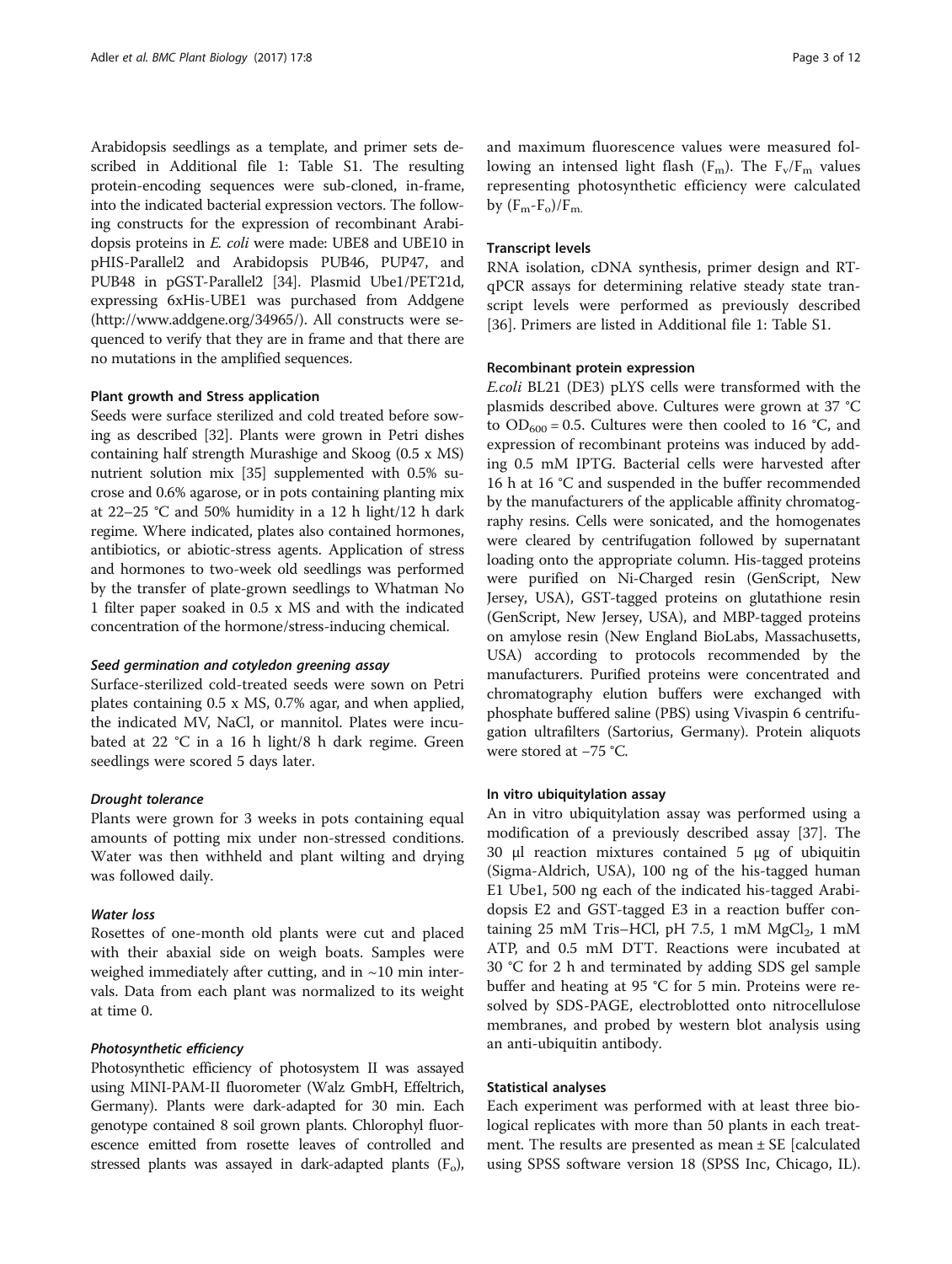Arabidopsis seedlings as a template, and primer sets described in Additional file 1: Table S1. The resulting protein-encoding sequences were sub-cloned, in-frame, into the indicated bacterial expression vectors. The following constructs for the expression of recombinant Arabidopsis proteins in *E. coli* were made: UBE8 and UBE10 in pHIS-Parallel2 and Arabidopsis PUB46, PUP47, and PUB48 in pGST-Parallel2 [34]. Plasmid Ube1/PET21d, expressing 6xHis-UBE1 was purchased from Addgene (http://www.addgene.org/34965/). All constructs were sequenced to verify that they are in frame and that there are no mutations in the amplified sequences.

#### Plant growth and Stress application

Seeds were surface sterilized and cold treated before sowing as described [32]. Plants were grown in Petri dishes containing half strength Murashige and Skoog (0.5 x MS) nutrient solution mix [35] supplemented with 0.5% sucrose and 0.6% agarose, or in pots containing planting mix at 22–25 °C and 50% humidity in a 12 h light/12 h dark regime. Where indicated, plates also contained hormones, antibiotics, or abiotic-stress agents. Application of stress and hormones to two-week old seedlings was performed by the transfer of plate-grown seedlings to Whatman No 1 filter paper soaked in 0.5 x MS and with the indicated concentration of the hormone/stress-inducing chemical.

#### *Seed germination and cotyledon greening assay*

Surface-sterilized cold-treated seeds were sown on Petri plates containing 0.5 x MS, 0.7% agar, and when applied, the indicated MV, NaCl, or mannitol. Plates were incubated at 22 °C in a 16 h light/8 h dark regime. Green seedlings were scored 5 days later.

#### *Drought tolerance*

Plants were grown for 3 weeks in pots containing equal amounts of potting mix under non-stressed conditions. Water was then withheld and plant wilting and drying was followed daily.

#### *Water loss*

Rosettes of one-month old plants were cut and placed with their abaxial side on weigh boats. Samples were weighed immediately after cutting, and in ~10 min intervals. Data from each plant was normalized to its weight at time 0.

#### *Photosynthetic efficiency*

Photosynthetic efficiency of photosystem II was assayed using MINI-PAM-II fluorometer (Walz GmbH, Effeltrich, Germany). Plants were dark-adapted for 30 min. Each genotype contained 8 soil grown plants. Chlorophyl fluorescence emitted from rosette leaves of controlled and stressed plants was assayed in dark-adapted plants ($F_o$), and maximum fluorescence values were measured following an intensed light flash ($F_m$). The $F_v/F_m$ values representing photosynthetic efficiency were calculated by $(F_m-F_o)/F_m$.

#### Transcript levels

RNA isolation, cDNA synthesis, primer design and RT-qPCR assays for determining relative steady state transcript levels were performed as previously described [36]. Primers are listed in Additional file 1: Table S1.

#### Recombinant protein expression

*E.coli* BL21 (DE3) pLYS cells were transformed with the plasmids described above. Cultures were grown at 37 °C to $OD_{600} = 0.5$. Cultures were then cooled to 16 °C, and expression of recombinant proteins was induced by adding 0.5 mM IPTG. Bacterial cells were harvested after 16 h at 16 °C and suspended in the buffer recommended by the manufacturers of the applicable affinity chromatography resins. Cells were sonicated, and the homogenates were cleared by centrifugation followed by supernatant loading onto the appropriate column. His-tagged proteins were purified on Ni-Charged resin (GenScript, New Jersey, USA), GST-tagged proteins on glutathione resin (GenScript, New Jersey, USA), and MBP-tagged proteins on amylose resin (New England BioLabs, Massachusetts, USA) according to protocols recommended by the manufacturers. Purified proteins were concentrated and chromatography elution buffers were exchanged with phosphate buffered saline (PBS) using Vivaspin 6 centrifugation ultrafilters (Sartorius, Germany). Protein aliquots were stored at −75 °C.

#### In vitro ubiquitylation assay

An in vitro ubiquitylation assay was performed using a modification of a previously described assay [37]. The 30 μl reaction mixtures contained 5 μg of ubiquitin (Sigma-Aldrich, USA), 100 ng of the his-tagged human E1 Ube1, 500 ng each of the indicated his-tagged Arabidopsis E2 and GST-tagged E3 in a reaction buffer containing 25 mM Tris–HCl, pH 7.5, 1 mM $MgCl_2$, 1 mM ATP, and 0.5 mM DTT. Reactions were incubated at 30 °C for 2 h and terminated by adding SDS gel sample buffer and heating at 95 °C for 5 min. Proteins were resolved by SDS-PAGE, electroblotted onto nitrocellulose membranes, and probed by western blot analysis using an anti-ubiquitin antibody.

#### Statistical analyses

Each experiment was performed with at least three biological replicates with more than 50 plants in each treatment. The results are presented as mean ± SE [calculated using SPSS software version 18 (SPSS Inc, Chicago, IL).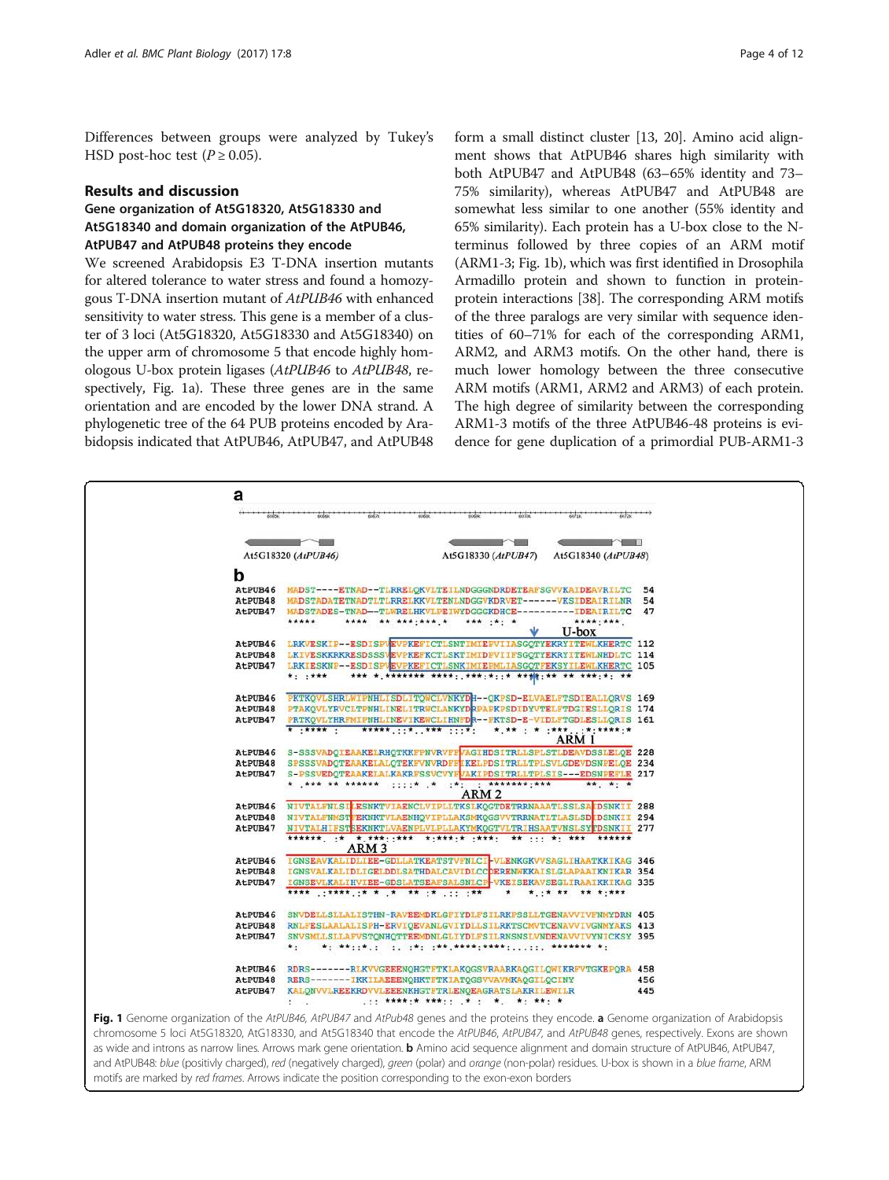Differences between groups were analyzed by Tukey's HSD post-hoc test ($P \geq 0.05$).

## Results and discussion

### Gene organization of At5G18320, At5G18330 and At5G18340 and domain organization of the AtPUB46, AtPUB47 and AtPUB48 proteins they encode

We screened Arabidopsis E3 T-DNA insertion mutants for altered tolerance to water stress and found a homozygous T-DNA insertion mutant of *AtPUB46* with enhanced sensitivity to water stress. This gene is a member of a cluster of 3 loci (At5G18320, At5G18330 and At5G18340) on the upper arm of chromosome 5 that encode highly homologous U-box protein ligases (*AtPUB46* to *AtPUB48*, respectively, Fig. 1a). These three genes are in the same orientation and are encoded by the lower DNA strand. A phylogenetic tree of the 64 PUB proteins encoded by Arabidopsis indicated that AtPUB46, AtPUB47, and AtPUB48 form a small distinct cluster [13, 20]. Amino acid alignment shows that AtPUB46 shares high similarity with both AtPUB47 and AtPUB48 (63–65% identity and 73–75% similarity), whereas AtPUB47 and AtPUB48 are somewhat less similar to one another (55% identity and 65% similarity). Each protein has a U-box close to the N-terminus followed by three copies of an ARM motif (ARM1-3; Fig. 1b), which was first identified in Drosophila Armadillo protein and shown to function in protein-protein interactions [38]. The corresponding ARM motifs of the three paralogs are very similar with sequence identities of 60–71% for each of the corresponding ARM1, ARM2, and ARM3 motifs. On the other hand, there is much lower homology between the three consecutive ARM motifs (ARM1, ARM2 and ARM3) of each protein. The high degree of similarity between the corresponding ARM1-3 motifs of the three AtPUB46-48 proteins is evidence for gene duplication of a primordial PUB-ARM1-3

**Fig. 1** Genome organization of the *AtPUB46, AtPUB47* and *AtPub48* genes and the proteins they encode. **a** Genome organization of Arabidopsis chromosome 5 loci At5G18320, AtG18330, and At5G18340 that encode the *AtPUB46, AtPUB47*, and *AtPUB48* genes, respectively. Exons are shown as wide and introns as narrow lines. Arrows mark gene orientation. **b** Amino acid sequence alignment and domain structure of AtPUB46, AtPUB47, and AtPUB48: *blue* (positivly charged), *red* (negatively charged), *green* (polar) and *orange* (non-polar) residues. U-box is shown in a *blue frame*, ARM motifs are marked by *red frames*. Arrows indicate the position corresponding to the exon-exon borders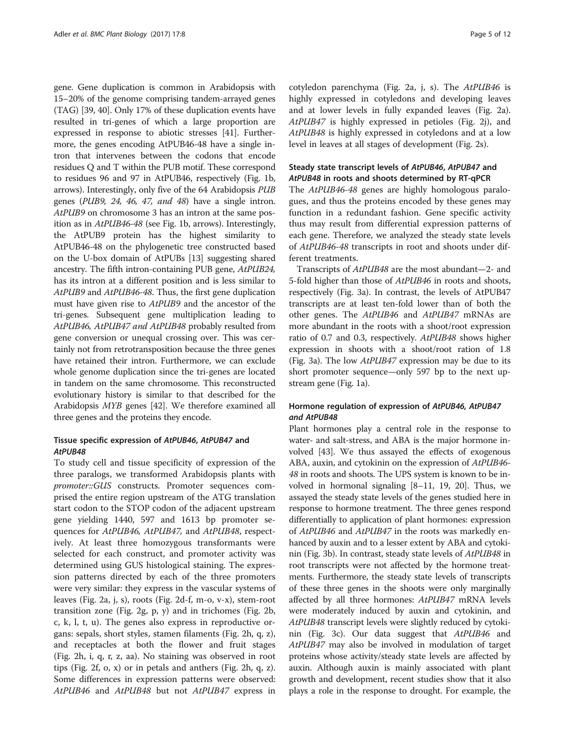gene. Gene duplication is common in Arabidopsis with 15–20% of the genome comprising tandem-arrayed genes (TAG) [39, 40]. Only 17% of these duplication events have resulted in tri-genes of which a large proportion are expressed in response to abiotic stresses [41]. Furthermore, the genes encoding AtPUB46-48 have a single intron that intervenes between the codons that encode residues Q and T within the PUB motif. These correspond to residues 96 and 97 in AtPUB46, respectively (Fig. 1b, arrows). Interestingly, only five of the 64 Arabidopsis *PUB* genes (*PUB9, 24, 46, 47, and 48*) have a single intron. *AtPUB9* on chromosome 3 has an intron at the same position as in *AtPUB46-48* (see Fig. 1b, arrows). Interestingly, the AtPUB9 protein has the highest similarity to AtPUB46-48 on the phylogenetic tree constructed based on the U-box domain of AtPUBs [13] suggesting shared ancestry. The fifth intron-containing PUB gene, *AtPUB24*, has its intron at a different position and is less similar to *AtPUB9* and *AtPUB46-48*. Thus, the first gene duplication must have given rise to *AtPUB9* and the ancestor of the tri-genes. Subsequent gene multiplication leading to *AtPUB46, AtPUB47 and AtPUB48* probably resulted from gene conversion or unequal crossing over. This was certainly not from retrotransposition because the three genes have retained their intron. Furthermore, we can exclude whole genome duplication since the tri-genes are located in tandem on the same chromosome. This reconstructed evolutionary history is similar to that described for the Arabidopsis *MYB* genes [42]. We therefore examined all three genes and the proteins they encode.

### Tissue specific expression of *AtPUB46, AtPUB47* and *AtPUB48*

To study cell and tissue specificity of expression of the three paralogs, we transformed Arabidopsis plants with *promoter::GUS* constructs. Promoter sequences comprised the entire region upstream of the ATG translation start codon to the STOP codon of the adjacent upstream gene yielding 1440, 597 and 1613 bp promoter sequences for *AtPUB46, AtPUB47,* and *AtPUB48*, respectively. At least three homozygous transformants were selected for each construct, and promoter activity was determined using GUS histological staining. The expression patterns directed by each of the three promoters were very similar: they express in the vascular systems of leaves (Fig. 2a, j, s), roots (Fig. 2d-f, m-o, v-x), stem-root transition zone (Fig. 2g, p, y) and in trichomes (Fig. 2b, c, k, l, t, u). The genes also express in reproductive organs: sepals, short styles, stamen filaments (Fig. 2h, q, z), and receptacles at both the flower and fruit stages (Fig. 2h, i, q, r, z, aa). No staining was observed in root tips (Fig. 2f, o, x) or in petals and anthers (Fig. 2h, q, z). Some differences in expression patterns were observed: *AtPUB46* and *AtPUB48* but not *AtPUB47* express in cotyledon parenchyma (Fig. 2a, j, s). The *AtPUB46* is highly expressed in cotyledons and developing leaves and at lower levels in fully expanded leaves (Fig. 2a). *AtPUB47* is highly expressed in petioles (Fig. 2j), and *AtPUB48* is highly expressed in cotyledons and at a low level in leaves at all stages of development (Fig. 2s).

### Steady state transcript levels of *AtPUB46, AtPUB47* and *AtPUB48* in roots and shoots determined by RT-qPCR

The *AtPUB46-48* genes are highly homologous paralogues, and thus the proteins encoded by these genes may function in a redundant fashion. Gene specific activity thus may result from differential expression patterns of each gene. Therefore, we analyzed the steady state levels of *AtPUB46-48* transcripts in root and shoots under different treatments.

Transcripts of *AtPUB48* are the most abundant—2- and 5-fold higher than those of *AtPUB46* in roots and shoots, respectively (Fig. 3a). In contrast, the levels of AtPUB47 transcripts are at least ten-fold lower than of both the other genes. The *AtPUB46* and *AtPUB47* mRNAs are more abundant in the roots with a shoot/root expression ratio of 0.7 and 0.3, respectively. *AtPUB48* shows higher expression in shoots with a shoot/root ration of 1.8 (Fig. 3a). The low *AtPUB47* expression may be due to its short promoter sequence—only 597 bp to the next upstream gene (Fig. 1a).

### Hormone regulation of expression of *AtPUB46, AtPUB47* and *AtPUB48*

Plant hormones play a central role in the response to water- and salt-stress, and ABA is the major hormone involved [43]. We thus assayed the effects of exogenous ABA, auxin, and cytokinin on the expression of *AtPUB46-48* in roots and shoots. The UPS system is known to be involved in hormonal signaling [8–11, 19, 20]. Thus, we assayed the steady state levels of the genes studied here in response to hormone treatment. The three genes respond differentially to application of plant hormones: expression of *AtPUB46* and *AtPUB47* in the roots was markedly enhanced by auxin and to a lesser extent by ABA and cytokinin (Fig. 3b). In contrast, steady state levels of *AtPUB48* in root transcripts were not affected by the hormone treatments. Furthermore, the steady state levels of transcripts of these three genes in the shoots were only marginally affected by all three hormones: *AtPUB47* mRNA levels were moderately induced by auxin and cytokinin, and *AtPUB48* transcript levels were slightly reduced by cytokinin (Fig. 3c). Our data suggest that *AtPUB46* and *AtPUB47* may also be involved in modulation of target proteins whose activity/steady state levels are affected by auxin. Although auxin is mainly associated with plant growth and development, recent studies show that it also plays a role in the response to drought. For example, the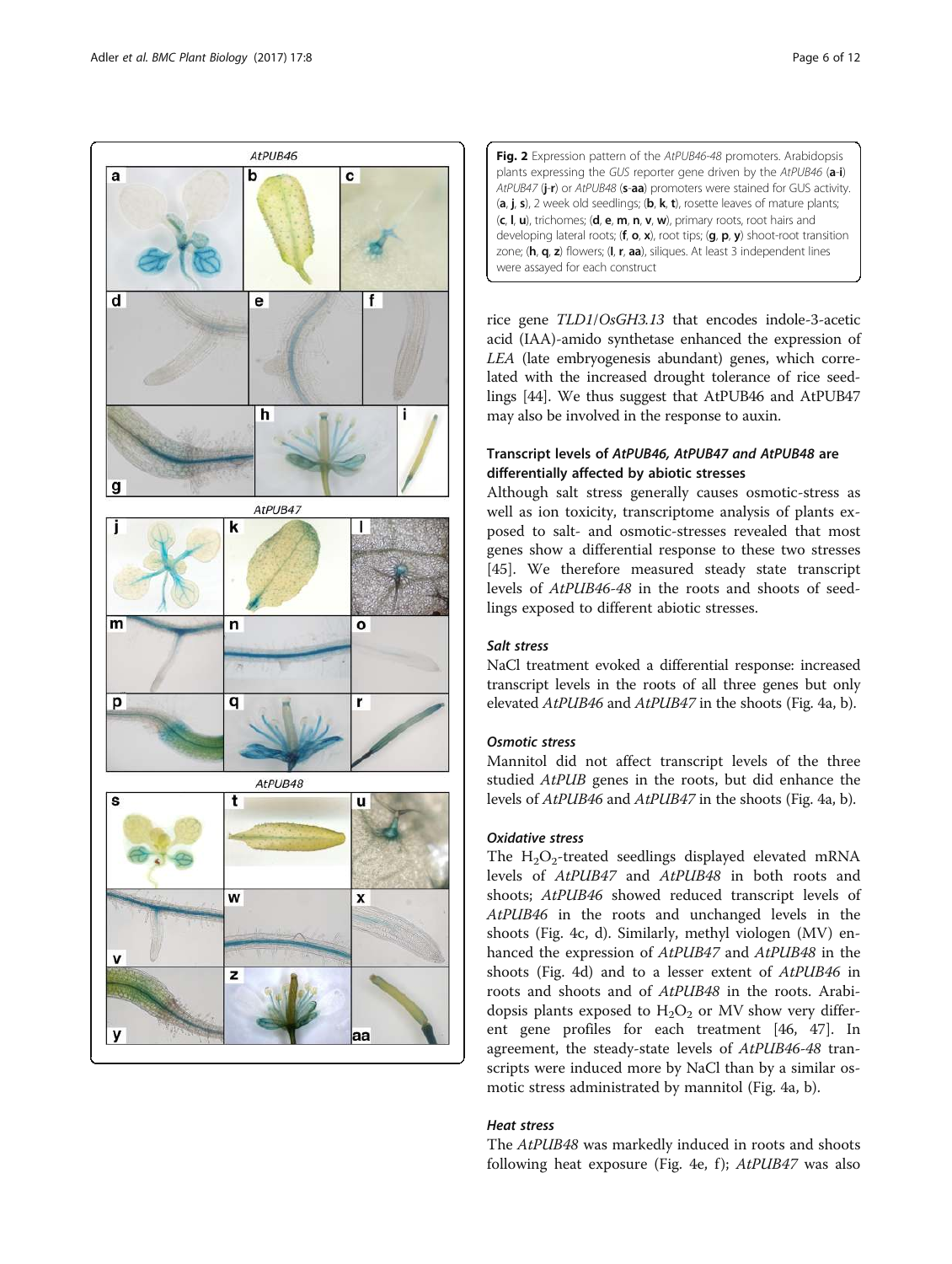**Fig. 2** Expression pattern of the *AtPUB46-48* promoters. Arabidopsis plants expressing the *GUS* reporter gene driven by the *AtPUB46* (**a**-**i**) *AtPUB47* (**j**-**r**) or *AtPUB48* (**s**-**aa**) promoters were stained for GUS activity. (**a**, **j**, **s**), 2 week old seedlings; (**b**, **k**, **t**), rosette leaves of mature plants; (**c**, **l**, **u**), trichomes; (**d**, **e**, **m**, **n**, **v**, **w**), primary roots, root hairs and developing lateral roots; (**f**, **o**, **x**), root tips; (**g**, **p**, **y**) shoot-root transition zone; (**h**, **q**, **z**) flowers; (**I**, **r**, **aa**), siliques. At least 3 independent lines were assayed for each construct

rice gene *TLD1*/*OsGH3.13* that encodes indole-3-acetic acid (IAA)-amido synthetase enhanced the expression of *LEA* (late embryogenesis abundant) genes, which correlated with the increased drought tolerance of rice seedlings [44]. We thus suggest that AtPUB46 and AtPUB47 may also be involved in the response to auxin.

### Transcript levels of *AtPUB46*, *AtPUB47* and *AtPUB48* are differentially affected by abiotic stresses

Although salt stress generally causes osmotic-stress as well as ion toxicity, transcriptome analysis of plants exposed to salt- and osmotic-stresses revealed that most genes show a differential response to these two stresses [45]. We therefore measured steady state transcript levels of *AtPUB46-48* in the roots and shoots of seedlings exposed to different abiotic stresses.

#### *Salt stress*

NaCl treatment evoked a differential response: increased transcript levels in the roots of all three genes but only elevated *AtPUB46* and *AtPUB47* in the shoots (Fig. 4a, b).

#### *Osmotic stress*

Mannitol did not affect transcript levels of the three studied *AtPUB* genes in the roots, but did enhance the levels of *AtPUB46* and *AtPUB47* in the shoots (Fig. 4a, b).

#### *Oxidative stress*

The $H_2O_2$-treated seedlings displayed elevated mRNA levels of *AtPUB47* and *AtPUB48* in both roots and shoots; *AtPUB46* showed reduced transcript levels of *AtPUB46* in the roots and unchanged levels in the shoots (Fig. 4c, d). Similarly, methyl viologen (MV) enhanced the expression of *AtPUB47* and *AtPUB48* in the shoots (Fig. 4d) and to a lesser extent of *AtPUB46* in roots and shoots and of *AtPUB48* in the roots. Arabidopsis plants exposed to $H_2O_2$ or MV show very different gene profiles for each treatment [46, 47]. In agreement, the steady-state levels of *AtPUB46-48* transcripts were induced more by NaCl than by a similar osmotic stress administrated by mannitol (Fig. 4a, b).

#### *Heat stress*

The *AtPUB48* was markedly induced in roots and shoots following heat exposure (Fig. 4e, f); *AtPUB47* was also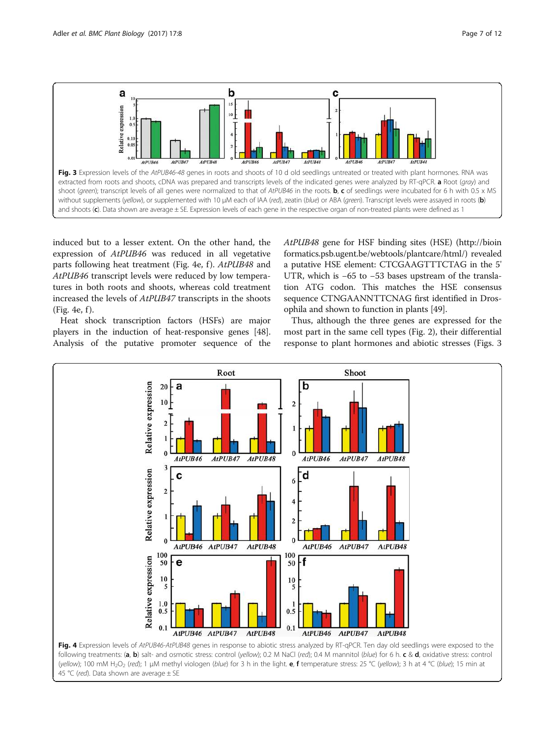**Fig. 3** Expression levels of the *AtPUB46-48* genes in roots and shoots of 10 d old seedlings untreated or treated with plant hormones. RNA was extracted from roots and shoots, cDNA was prepared and transcripts levels of the indicated genes were analyzed by RT-qPCR. **a** Root (*gray*) and shoot (*green*); transcript levels of all genes were normalized to that of *AtPUB46* in the roots. **b**, **c** of seedlings were incubated for 6 h with 0.5 x MS without supplements (*yellow*), or supplemented with 10 μM each of IAA (*red*), zeatin (*blue*) or ABA (*green*). Transcript levels were assayed in roots (**b**) and shoots (**c**). Data shown are average ± SE. Expression levels of each gene in the respective organ of non-treated plants were defined as 1

induced but to a lesser extent. On the other hand, the expression of *AtPUB46* was reduced in all vegetative parts following heat treatment (Fig. 4e, f). *AtPUB48* and *AtPUB46* transcript levels were reduced by low temperatures in both roots and shoots, whereas cold treatment increased the levels of *AtPUB47* transcripts in the shoots (Fig. 4e, f).

Heat shock transcription factors (HSFs) are major players in the induction of heat-responsive genes [48]. Analysis of the putative promoter sequence of the *AtPUB48* gene for HSF binding sites (HSE) (http://bioinformatics.psb.ugent.be/webtools/plantcare/html/) revealed a putative HSE element: CTCGAAGTTTCTAG in the 5' UTR, which is −65 to −53 bases upstream of the translation ATG codon. This matches the HSE consensus sequence CTNGAANNTTCNAG first identified in Drosophila and shown to function in plants [49].

Thus, although the three genes are expressed for the most part in the same cell types (Fig. 2), their differential response to plant hormones and abiotic stresses (Figs. 3

**Fig. 4** Expression levels of *AtPUB46-AtPUB48* genes in response to abiotic stress analyzed by RT-qPCR. Ten day old seedlings were exposed to the following treatments: (**a**, **b**) salt- and osmotic stress: control (*yellow*); 0.2 M NaCl (*red*); 0.4 M mannitol (*blue*) for 6 h. **c** & **d**, oxidative stress: control (*yellow*); 100 mM $H_2O_2$ (*red*); 1 μM methyl viologen (*blue*) for 3 h in the light. **e**, **f** temperature stress: 25 °C (*yellow*); 3 h at 4 °C (*blue*); 15 min at 45 °C (*red*). Data shown are average ± SE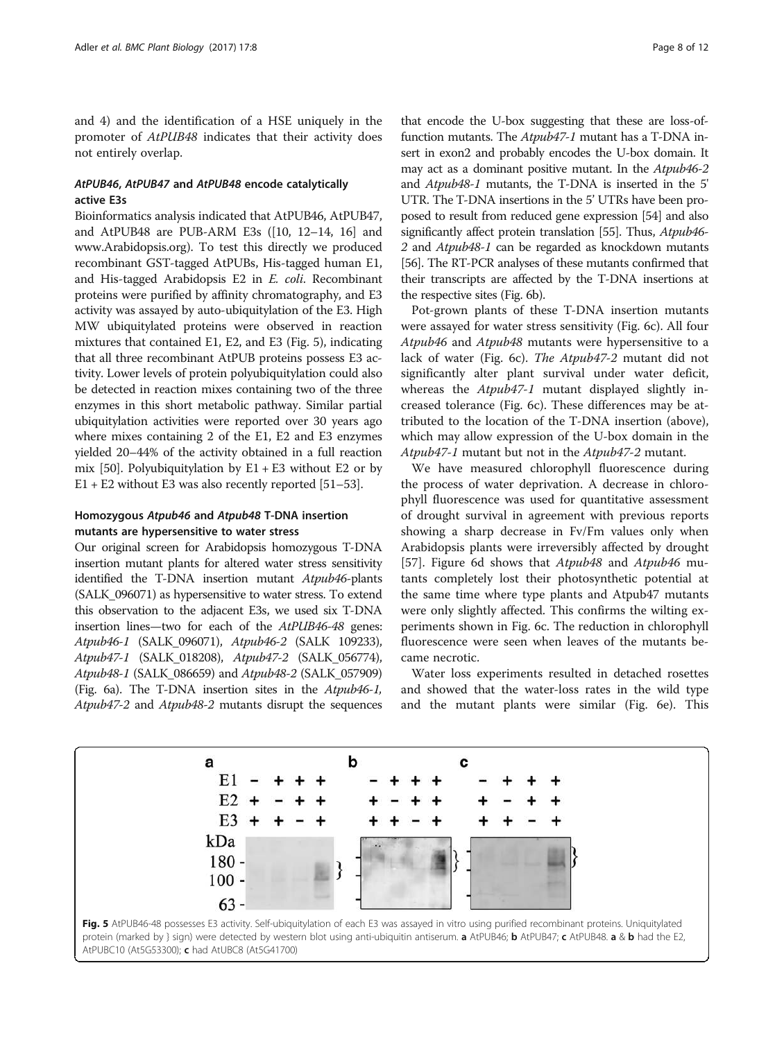and 4) and the identification of a HSE uniquely in the promoter of *AtPUB48* indicates that their activity does not entirely overlap.

### *AtPUB46*, *AtPUB47* and *AtPUB48* encode catalytically active E3s

Bioinformatics analysis indicated that AtPUB46, AtPUB47, and AtPUB48 are PUB-ARM E3s ([10, 12–14, 16] and www.Arabidopsis.org). To test this directly we produced recombinant GST-tagged AtPUBs, His-tagged human E1, and His-tagged Arabidopsis E2 in *E. coli*. Recombinant proteins were purified by affinity chromatography, and E3 activity was assayed by auto-ubiquitylation of the E3. High MW ubiquitylated proteins were observed in reaction mixtures that contained E1, E2, and E3 (Fig. 5), indicating that all three recombinant AtPUB proteins possess E3 activity. Lower levels of protein polyubiquitylation could also be detected in reaction mixes containing two of the three enzymes in this short metabolic pathway. Similar partial ubiquitylation activities were reported over 30 years ago where mixes containing 2 of the E1, E2 and E3 enzymes yielded 20–44% of the activity obtained in a full reaction mix [50]. Polyubiquitylation by E1 + E3 without E2 or by E1 + E2 without E3 was also recently reported [51–53].

### Homozygous *Atpub46* and *Atpub48* T-DNA insertion mutants are hypersensitive to water stress

Our original screen for Arabidopsis homozygous T-DNA insertion mutant plants for altered water stress sensitivity identified the T-DNA insertion mutant *Atpub46*-plants (SALK_096071) as hypersensitive to water stress. To extend this observation to the adjacent E3s, we used six T-DNA insertion lines—two for each of the *AtPUB46-48* genes: *Atpub46-1* (SALK_096071), *Atpub46-2* (SALK 109233), *Atpub47-1* (SALK_018208), *Atpub47-2* (SALK_056774), *Atpub48-1* (SALK_086659) and *Atpub48-2* (SALK_057909) (Fig. 6a). The T-DNA insertion sites in the *Atpub46-1, Atpub47-2* and *Atpub48-2* mutants disrupt the sequences that encode the U-box suggesting that these are loss-of-function mutants. The *Atpub47-1* mutant has a T-DNA insert in exon2 and probably encodes the U-box domain. It may act as a dominant positive mutant. In the *Atpub46-2* and *Atpub48-1* mutants, the T-DNA is inserted in the 5' UTR. The T-DNA insertions in the 5' UTRs have been proposed to result from reduced gene expression [54] and also significantly affect protein translation [55]. Thus, *Atpub46-2* and *Atpub48-1* can be regarded as knockdown mutants [56]. The RT-PCR analyses of these mutants confirmed that their transcripts are affected by the T-DNA insertions at the respective sites (Fig. 6b).

Pot-grown plants of these T-DNA insertion mutants were assayed for water stress sensitivity (Fig. 6c). All four *Atpub46* and *Atpub48* mutants were hypersensitive to a lack of water (Fig. 6c). *The Atpub47-2* mutant did not significantly alter plant survival under water deficit, whereas the *Atpub47-1* mutant displayed slightly increased tolerance (Fig. 6c). These differences may be attributed to the location of the T-DNA insertion (above), which may allow expression of the U-box domain in the *Atpub47-1* mutant but not in the *Atpub47-2* mutant.

We have measured chlorophyll fluorescence during the process of water deprivation. A decrease in chlorophyll fluorescence was used for quantitative assessment of drought survival in agreement with previous reports showing a sharp decrease in Fv/Fm values only when Arabidopsis plants were irreversibly affected by drought [57]. Figure 6d shows that *Atpub48* and *Atpub46* mutants completely lost their photosynthetic potential at the same time where type plants and Atpub47 mutants were only slightly affected. This confirms the wilting experiments shown in Fig. 6c. The reduction in chlorophyll fluorescence were seen when leaves of the mutants became necrotic.

Water loss experiments resulted in detached rosettes and showed that the water-loss rates in the wild type and the mutant plants were similar (Fig. 6e). This

**Fig. 5** AtPUB46-48 possesses E3 activity. Self-ubiquitylation of each E3 was assayed in vitro using purified recombinant proteins. Uniquitylated protein (marked by } sign) were detected by western blot using anti-ubiquitin antiserum. **a** AtPUB46; **b** AtPUB47; **c** AtPUB48. **a** & **b** had the E2, AtPUBC10 (At5G53300); **c** had AtUBC8 (At5G41700)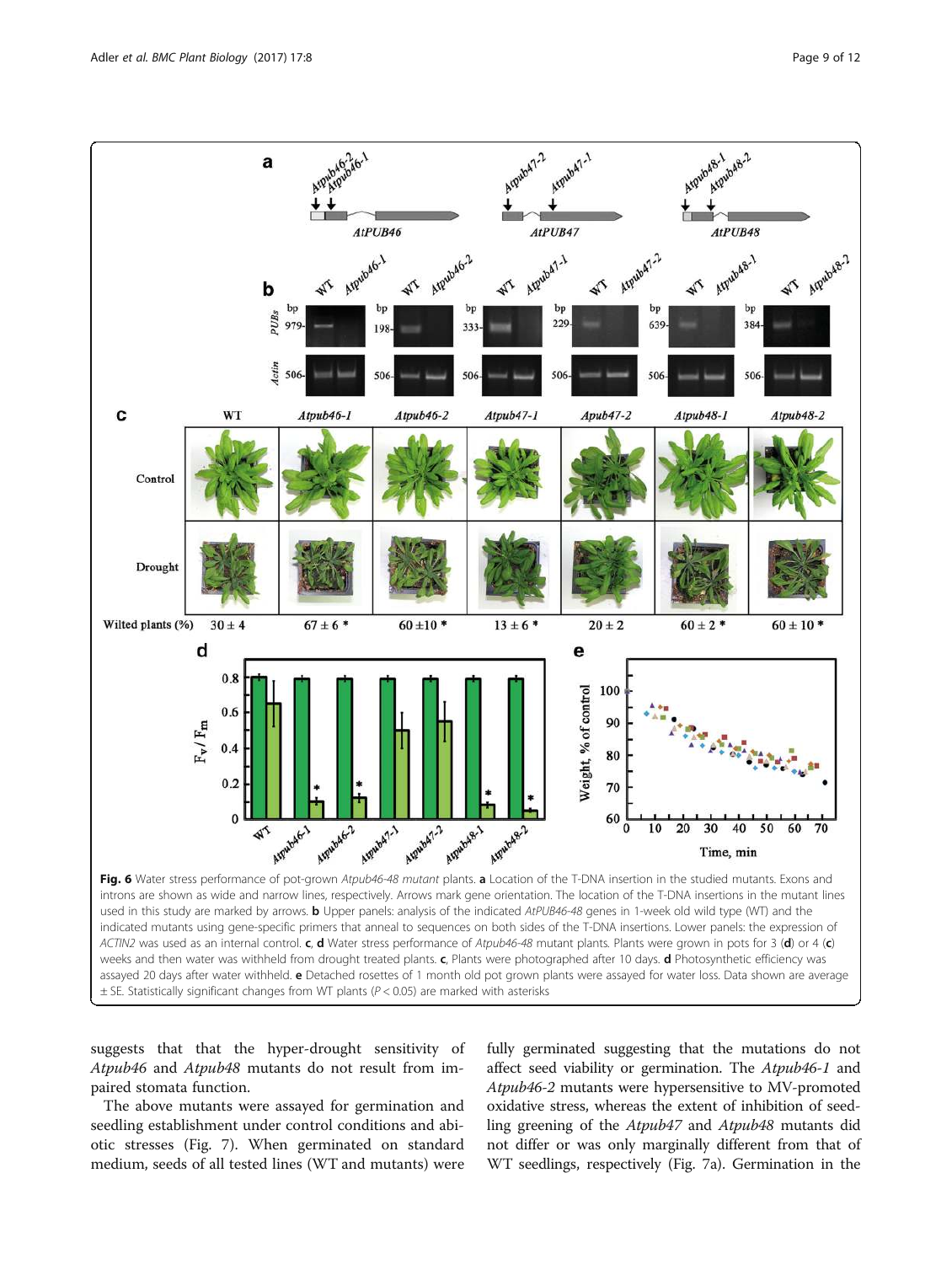**Fig. 6** Water stress performance of pot-grown *Atpub46-48 mutant* plants. **a** Location of the T-DNA insertion in the studied mutants. Exons and introns are shown as wide and narrow lines, respectively. Arrows mark gene orientation. The location of the T-DNA insertions in the mutant lines used in this study are marked by arrows. **b** Upper panels: analysis of the indicated *AtPUB46-48* genes in 1-week old wild type (WT) and the indicated mutants using gene-specific primers that anneal to sequences on both sides of the T-DNA insertions. Lower panels: the expression of *ACTIN2* was used as an internal control. **c**, **d** Water stress performance of *Atpub46-48* mutant plants. Plants were grown in pots for 3 (**d**) or 4 (**c**) weeks and then water was withheld from drought treated plants. **c**, Plants were photographed after 10 days. **d** Photosynthetic efficiency was assayed 20 days after water withheld. **e** Detached rosettes of 1 month old pot grown plants were assayed for water loss. Data shown are average ± SE. Statistically significant changes from WT plants ($P < 0.05$) are marked with asterisks

suggests that that the hyper-drought sensitivity of *Atpub46* and *Atpub48* mutants do not result from impaired stomata function.

The above mutants were assayed for germination and seedling establishment under control conditions and abiotic stresses (Fig. 7). When germinated on standard medium, seeds of all tested lines (WT and mutants) were fully germinated suggesting that the mutations do not affect seed viability or germination. The *Atpub46-1* and *Atpub46-2* mutants were hypersensitive to MV-promoted oxidative stress, whereas the extent of inhibition of seedling greening of the *Atpub47* and *Atpub48* mutants did not differ or was only marginally different from that of WT seedlings, respectively (Fig. 7a). Germination in the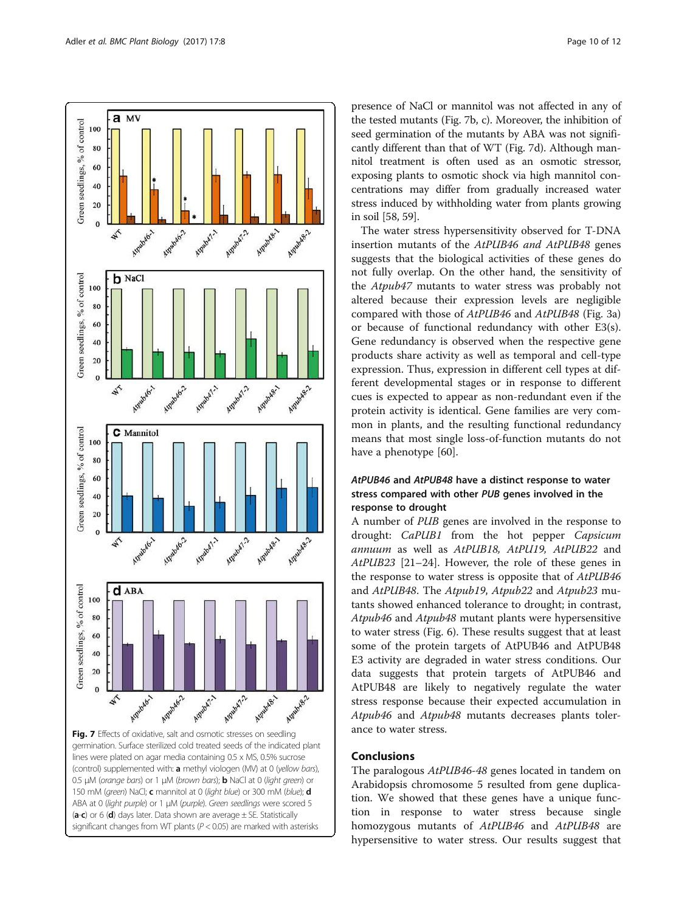Fig. 7 Effects of oxidative, salt and osmotic stresses on seedling germination. Surface sterilized cold treated seeds of the indicated plant lines were plated on agar media containing 0.5 x MS, 0.5% sucrose (control) supplemented with: **a** methyl viologen (MV) at 0 (*yellow bars*), 0.5 μM (*orange bars*) or 1 μM (*brown bars*); **b** NaCl at 0 (*light green*) or 150 mM (*green*) NaCl; **c** mannitol at 0 (*light blue*) or 300 mM (*blue*); **d** ABA at 0 (*light purple*) or 1 μM (*purple*). *Green seedlings* were scored 5 (**a**-**c**) or 6 (**d**) days later. Data shown are average ± SE. Statistically significant changes from WT plants ($P < 0.05$) are marked with asterisks

presence of NaCl or mannitol was not affected in any of the tested mutants (Fig. 7b, c). Moreover, the inhibition of seed germination of the mutants by ABA was not significantly different than that of WT (Fig. 7d). Although mannitol treatment is often used as an osmotic stressor, exposing plants to osmotic shock via high mannitol concentrations may differ from gradually increased water stress induced by withholding water from plants growing in soil [58, 59].

The water stress hypersensitivity observed for T-DNA insertion mutants of the *AtPUB46 and AtPUB48* genes suggests that the biological activities of these genes do not fully overlap. On the other hand, the sensitivity of the *Atpub47* mutants to water stress was probably not altered because their expression levels are negligible compared with those of *AtPUB46* and *AtPUB48* (Fig. 3a) or because of functional redundancy with other E3(s). Gene redundancy is observed when the respective gene products share activity as well as temporal and cell-type expression. Thus, expression in different cell types at different developmental stages or in response to different cues is expected to appear as non-redundant even if the protein activity is identical. Gene families are very common in plants, and the resulting functional redundancy means that most single loss-of-function mutants do not have a phenotype [60].

### *AtPUB46* and *AtPUB48* have a distinct response to water stress compared with other *PUB* genes involved in the response to drought

A number of *PUB* genes are involved in the response to drought: *CaPUB1* from the hot pepper *Capsicum annuum* as well as *AtPUB18, AtPU19, AtPUB22* and *AtPUB23* [21–24]. However, the role of these genes in the response to water stress is opposite that of *AtPUB46* and *AtPUB48*. The *Atpub19, Atpub22* and *Atpub23* mutants showed enhanced tolerance to drought; in contrast, *Atpub46* and *Atpub48* mutant plants were hypersensitive to water stress (Fig. 6). These results suggest that at least some of the protein targets of AtPUB46 and AtPUB48 E3 activity are degraded in water stress conditions. Our data suggests that protein targets of AtPUB46 and AtPUB48 are likely to negatively regulate the water stress response because their expected accumulation in *Atpub46* and *Atpub48* mutants decreases plants tolerance to water stress.

## Conclusions

The paralogous *AtPUB46-48* genes located in tandem on Arabidopsis chromosome 5 resulted from gene duplication. We showed that these genes have a unique function in response to water stress because single homozygous mutants of *AtPUB46* and *AtPUB48* are hypersensitive to water stress. Our results suggest that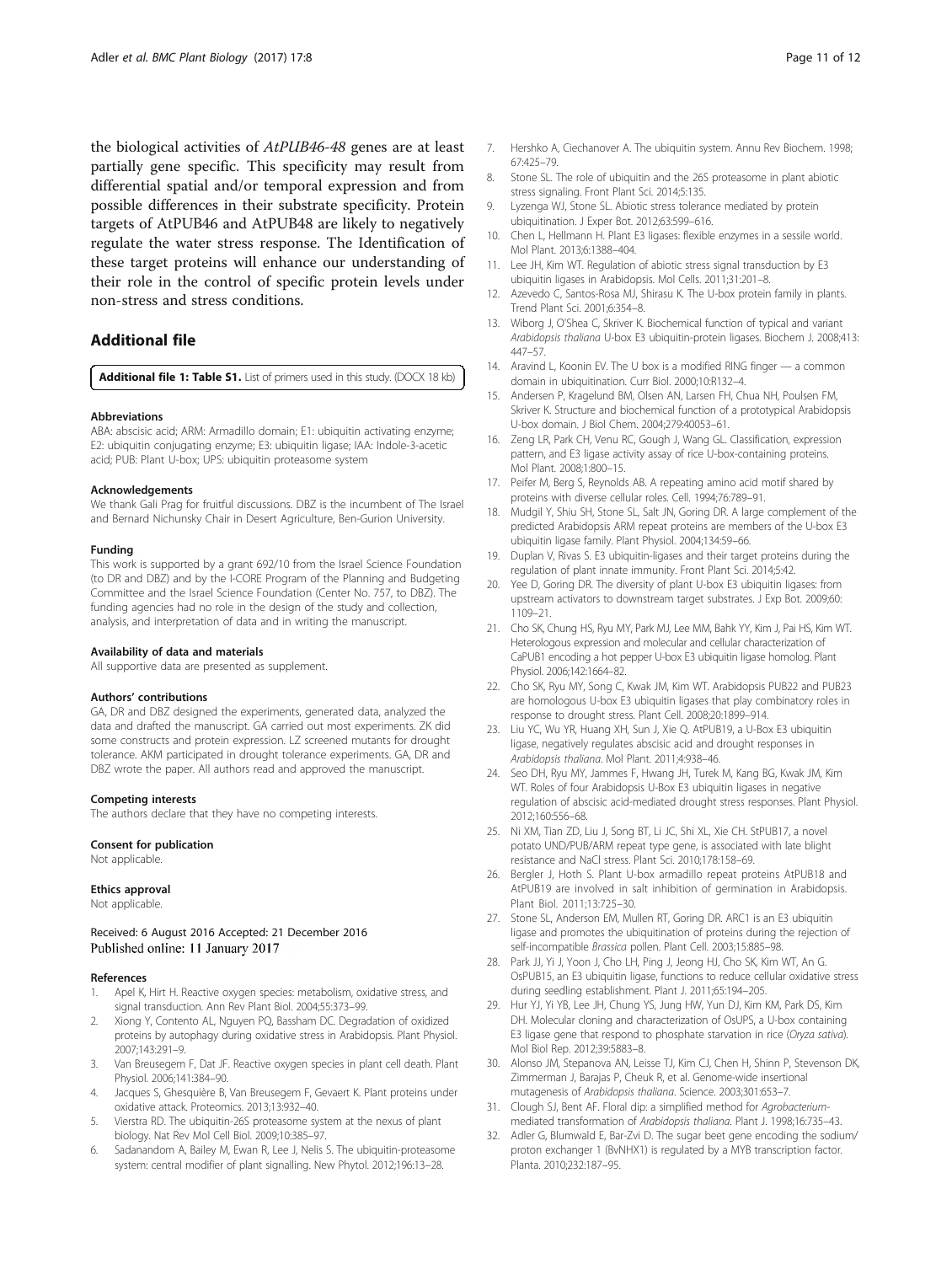the biological activities of *AtPUB46-48* genes are at least partially gene specific. This specificity may result from differential spatial and/or temporal expression and from possible differences in their substrate specificity. Protein targets of AtPUB46 and AtPUB48 are likely to negatively regulate the water stress response. The Identification of these target proteins will enhance our understanding of their role in the control of specific protein levels under non-stress and stress conditions.

## Additional file

**Additional file 1: Table S1.** List of primers used in this study. (DOCX 18 kb)

#### Abbreviations

ABA: abscisic acid; ARM: Armadillo domain; E1: ubiquitin activating enzyme; E2: ubiquitin conjugating enzyme; E3: ubiquitin ligase; IAA: Indole-3-acetic acid; PUB: Plant U-box; UPS: ubiquitin proteasome system

#### Acknowledgements

We thank Gali Prag for fruitful discussions. DBZ is the incumbent of The Israel and Bernard Nichunsky Chair in Desert Agriculture, Ben-Gurion University.

#### Funding

This work is supported by a grant 692/10 from the Israel Science Foundation (to DR and DBZ) and by the I-CORE Program of the Planning and Budgeting Committee and the Israel Science Foundation (Center No. 757, to DBZ). The funding agencies had no role in the design of the study and collection, analysis, and interpretation of data and in writing the manuscript.

#### Availability of data and materials

All supportive data are presented as supplement.

#### Authors' contributions

GA, DR and DBZ designed the experiments, generated data, analyzed the data and drafted the manuscript. GA carried out most experiments. ZK did some constructs and protein expression. LZ screened mutants for drought tolerance. AKM participated in drought tolerance experiments. GA, DR and DBZ wrote the paper. All authors read and approved the manuscript.

#### Competing interests

The authors declare that they have no competing interests.

#### Consent for publication

Not applicable.

#### Ethics approval

Not applicable.

Received: 6 August 2016 Accepted: 21 December 2016
Published online: 11 January 2017

#### References

1. Apel K, Hirt H. Reactive oxygen species: metabolism, oxidative stress, and signal transduction. Ann Rev Plant Biol. 2004;55:373–99.
2. Xiong Y, Contento AL, Nguyen PQ, Bassham DC. Degradation of oxidized proteins by autophagy during oxidative stress in Arabidopsis. Plant Physiol. 2007;143:291–9.
3. Van Breusegem F, Dat JF. Reactive oxygen species in plant cell death. Plant Physiol. 2006;141:384–90.
4. Jacques S, Ghesquière B, Van Breusegem F, Gevaert K. Plant proteins under oxidative attack. Proteomics. 2013;13:932–40.
5. Vierstra RD. The ubiquitin-26S proteasome system at the nexus of plant biology. Nat Rev Mol Cell Biol. 2009;10:385–97.
6. Sadanandom A, Bailey M, Ewan R, Lee J, Nelis S. The ubiquitin-proteasome system: central modifier of plant signalling. New Phytol. 2012;196:13–28.
7. Hershko A, Ciechanover A. The ubiquitin system. Annu Rev Biochem. 1998; 67:425–79.
8. Stone SL. The role of ubiquitin and the 26S proteasome in plant abiotic stress signaling. Front Plant Sci. 2014;5:135.
9. Lyzenga WJ, Stone SL. Abiotic stress tolerance mediated by protein ubiquitination. J Exper Bot. 2012;63:599–616.
10. Chen L, Hellmann H. Plant E3 ligases: flexible enzymes in a sessile world. Mol Plant. 2013;6:1388–404.
11. Lee JH, Kim WT. Regulation of abiotic stress signal transduction by E3 ubiquitin ligases in Arabidopsis. Mol Cells. 2011;31:201–8.
12. Azevedo C, Santos-Rosa MJ, Shirasu K. The U-box protein family in plants. Trend Plant Sci. 2001;6:354–8.
13. Wiborg J, O'Shea C, Skriver K. Biochemical function of typical and variant *Arabidopsis thaliana* U-box E3 ubiquitin-protein ligases. Biochem J. 2008;413: 447–57.
14. Aravind L, Koonin EV. The U box is a modified RING finger — a common domain in ubiquitination. Curr Biol. 2000;10:R132–4.
15. Andersen P, Kragelund BM, Olsen AN, Larsen FH, Chua NH, Poulsen FM, Skriver K. Structure and biochemical function of a prototypical Arabidopsis U-box domain. J Biol Chem. 2004;279:40053–61.
16. Zeng LR, Park CH, Venu RC, Gough J, Wang GL. Classification, expression pattern, and E3 ligase activity assay of rice U-box-containing proteins. Mol Plant. 2008;1:800–15.
17. Peifer M, Berg S, Reynolds AB. A repeating amino acid motif shared by proteins with diverse cellular roles. Cell. 1994;76:789–91.
18. Mudgil Y, Shiu SH, Stone SL, Salt JN, Goring DR. A large complement of the predicted Arabidopsis ARM repeat proteins are members of the U-box E3 ubiquitin ligase family. Plant Physiol. 2004;134:59–66.
19. Duplan V, Rivas S. E3 ubiquitin-ligases and their target proteins during the regulation of plant innate immunity. Front Plant Sci. 2014;5:42.
20. Yee D, Goring DR. The diversity of plant U-box E3 ubiquitin ligases: from upstream activators to downstream target substrates. J Exp Bot. 2009;60: 1109–21.
21. Cho SK, Chung HS, Ryu MY, Park MJ, Lee MM, Bahk YY, Kim J, Pai HS, Kim WT. Heterologous expression and molecular and cellular characterization of CaPUB1 encoding a hot pepper U-box E3 ubiquitin ligase homolog. Plant Physiol. 2006;142:1664–82.
22. Cho SK, Ryu MY, Song C, Kwak JM, Kim WT. Arabidopsis PUB22 and PUB23 are homologous U-box E3 ubiquitin ligases that play combinatory roles in response to drought stress. Plant Cell. 2008;20:1899–914.
23. Liu YC, Wu YR, Huang XH, Sun J, Xie Q. AtPUB19, a U-Box E3 ubiquitin ligase, negatively regulates abscisic acid and drought responses in *Arabidopsis thaliana*. Mol Plant. 2011;4:938–46.
24. Seo DH, Ryu MY, Jammes F, Hwang JH, Turek M, Kang BG, Kwak JM, Kim WT. Roles of four Arabidopsis U-Box E3 ubiquitin ligases in negative regulation of abscisic acid-mediated drought stress responses. Plant Physiol. 2012;160:556–68.
25. Ni XM, Tian ZD, Liu J, Song BT, Li JC, Shi XL, Xie CH. StPUB17, a novel potato UND/PUB/ARM repeat type gene, is associated with late blight resistance and NaCl stress. Plant Sci. 2010;178:158–69.
26. Bergler J, Hoth S. Plant U-box armadillo repeat proteins AtPUB18 and AtPUB19 are involved in salt inhibition of germination in Arabidopsis. Plant Biol. 2011;13:725–30.
27. Stone SL, Anderson EM, Mullen RT, Goring DR. ARC1 is an E3 ubiquitin ligase and promotes the ubiquitination of proteins during the rejection of self-incompatible *Brassica* pollen. Plant Cell. 2003;15:885–98.
28. Park JJ, Yi J, Yoon J, Cho LH, Ping J, Jeong HJ, Cho SK, Kim WT, An G. OsPUB15, an E3 ubiquitin ligase, functions to reduce cellular oxidative stress during seedling establishment. Plant J. 2011;65:194–205.
29. Hur YJ, Yi YB, Lee JH, Chung YS, Jung HW, Yun DJ, Kim KM, Park DS, Kim DH. Molecular cloning and characterization of OsUPS, a U-box containing E3 ligase gene that respond to phosphate starvation in rice (*Oryza sativa*). Mol Biol Rep. 2012;39:5883–8.
30. Alonso JM, Stepanova AN, Leisse TJ, Kim CJ, Chen H, Shinn P, Stevenson DK, Zimmerman J, Barajas P, Cheuk R, et al. Genome-wide insertional mutagenesis of *Arabidopsis thaliana*. Science. 2003;301:653–7.
31. Clough SJ, Bent AF. Floral dip: a simplified method for *Agrobacterium*-mediated transformation of *Arabidopsis thaliana*. Plant J. 1998;16:735–43.
32. Adler G, Blumwald E, Bar-Zvi D. The sugar beet gene encoding the sodium/proton exchanger 1 (BvNHX1) is regulated by a MYB transcription factor. Planta. 2010;232:187–95.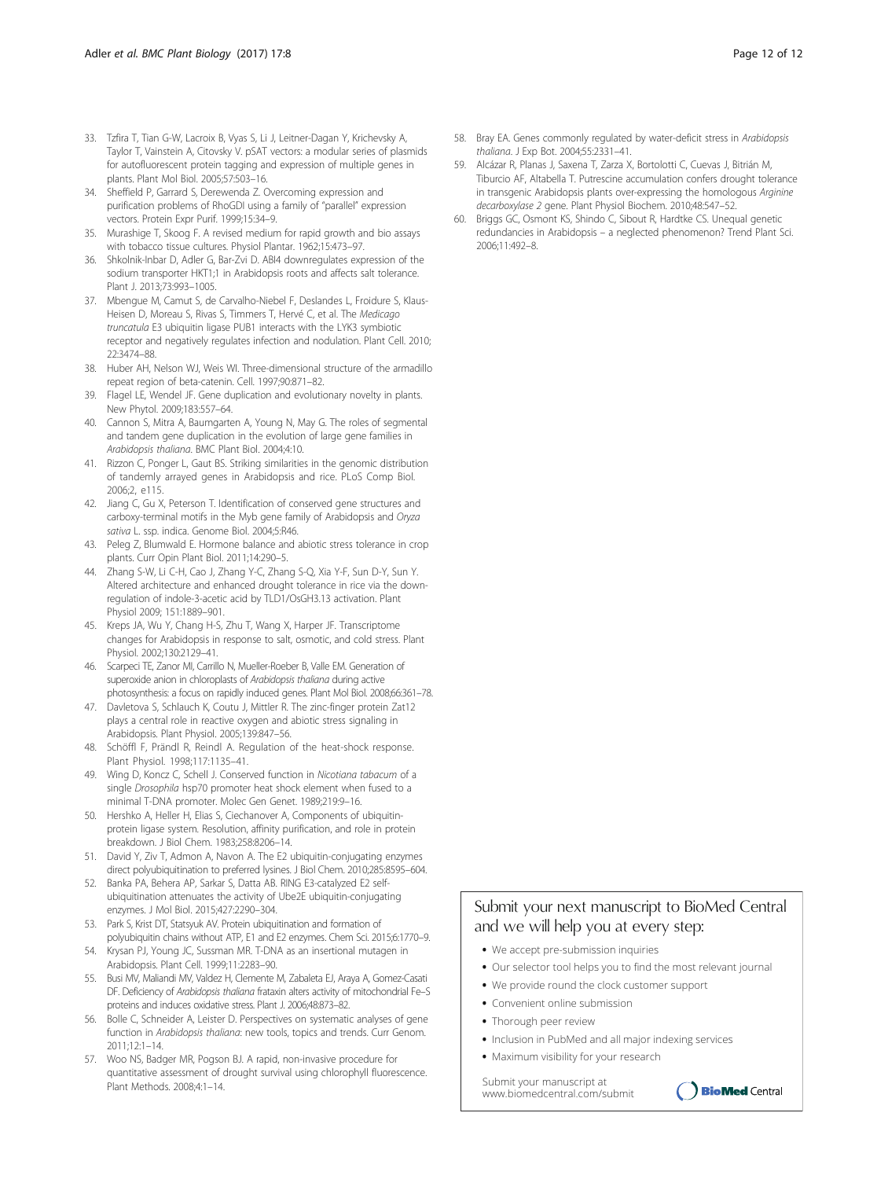33. Tzfira T, Tian G-W, Lacroix B, Vyas S, Li J, Leitner-Dagan Y, Krichevsky A, Taylor T, Vainstein A, Citovsky V. pSAT vectors: a modular series of plasmids for autofluorescent protein tagging and expression of multiple genes in plants. Plant Mol Biol. 2005;57:503–16.
34. Sheffield P, Garrard S, Derewenda Z. Overcoming expression and purification problems of RhoGDI using a family of "parallel" expression vectors. Protein Expr Purif. 1999;15:34–9.
35. Murashige T, Skoog F. A revised medium for rapid growth and bio assays with tobacco tissue cultures. Physiol Plantar. 1962;15:473–97.
36. Shkolnik-Inbar D, Adler G, Bar-Zvi D. ABI4 downregulates expression of the sodium transporter HKT1;1 in Arabidopsis roots and affects salt tolerance. Plant J. 2013;73:993–1005.
37. Mbengue M, Camut S, de Carvalho-Niebel F, Deslandes L, Froidure S, Klaus-Heisen D, Moreau S, Rivas S, Timmers T, Hervé C, et al. The *Medicago truncatula* E3 ubiquitin ligase PUB1 interacts with the LYK3 symbiotic receptor and negatively regulates infection and nodulation. Plant Cell. 2010; 22:3474–88.
38. Huber AH, Nelson WJ, Weis WI. Three-dimensional structure of the armadillo repeat region of beta-catenin. Cell. 1997;90:871–82.
39. Flagel LE, Wendel JF. Gene duplication and evolutionary novelty in plants. New Phytol. 2009;183:557–64.
40. Cannon S, Mitra A, Baumgarten A, Young N, May G. The roles of segmental and tandem gene duplication in the evolution of large gene families in *Arabidopsis thaliana*. BMC Plant Biol. 2004;4:10.
41. Rizzon C, Ponger L, Gaut BS. Striking similarities in the genomic distribution of tandemly arrayed genes in Arabidopsis and rice. PLoS Comp Biol. 2006;2, e115.
42. Jiang C, Gu X, Peterson T. Identification of conserved gene structures and carboxy-terminal motifs in the Myb gene family of Arabidopsis and *Oryza sativa* L. ssp. indica. Genome Biol. 2004;5:R46.
43. Peleg Z, Blumwald E. Hormone balance and abiotic stress tolerance in crop plants. Curr Opin Plant Biol. 2011;14:290–5.
44. Zhang S-W, Li C-H, Cao J, Zhang Y-C, Zhang S-Q, Xia Y-F, Sun D-Y, Sun Y. Altered architecture and enhanced drought tolerance in rice via the down-regulation of indole-3-acetic acid by TLD1/OsGH3.13 activation. Plant Physiol 2009; 151:1889–901.
45. Kreps JA, Wu Y, Chang H-S, Zhu T, Wang X, Harper JF. Transcriptome changes for Arabidopsis in response to salt, osmotic, and cold stress. Plant Physiol. 2002;130:2129–41.
46. Scarpeci TE, Zanor MI, Carrillo N, Mueller-Roeber B, Valle EM. Generation of superoxide anion in chloroplasts of *Arabidopsis thaliana* during active photosynthesis: a focus on rapidly induced genes. Plant Mol Biol. 2008;66:361–78.
47. Davletova S, Schlauch K, Coutu J, Mittler R. The zinc-finger protein Zat12 plays a central role in reactive oxygen and abiotic stress signaling in Arabidopsis. Plant Physiol. 2005;139:847–56.
48. Schöffl F, Prändl R, Reindl A. Regulation of the heat-shock response. Plant Physiol. 1998;117:1135–41.
49. Wing D, Koncz C, Schell J. Conserved function in *Nicotiana tabacum* of a single *Drosophila* hsp70 promoter heat shock element when fused to a minimal T-DNA promoter. Molec Gen Genet. 1989;219:9–16.
50. Hershko A, Heller H, Elias S, Ciechanover A, Components of ubiquitin-protein ligase system. Resolution, affinity purification, and role in protein breakdown. J Biol Chem. 1983;258:8206–14.
51. David Y, Ziv T, Admon A, Navon A. The E2 ubiquitin-conjugating enzymes direct polyubiquitination to preferred lysines. J Biol Chem. 2010;285:8595–604.
52. Banka PA, Behera AP, Sarkar S, Datta AB. RING E3-catalyzed E2 self-ubiquitination attenuates the activity of Ube2E ubiquitin-conjugating enzymes. J Mol Biol. 2015;427:2290–304.
53. Park S, Krist DT, Statsyuk AV. Protein ubiquitination and formation of polyubiquitin chains without ATP, E1 and E2 enzymes. Chem Sci. 2015;6:1770–9.
54. Krysan PJ, Young JC, Sussman MR. T-DNA as an insertional mutagen in Arabidopsis. Plant Cell. 1999;11:2283–90.
55. Busi MV, Maliandi MV, Valdez H, Clemente M, Zabaleta EJ, Araya A, Gomez-Casati DF. Deficiency of *Arabidopsis thaliana* frataxin alters activity of mitochondrial Fe–S proteins and induces oxidative stress. Plant J. 2006;48:873–82.
56. Bolle C, Schneider A, Leister D. Perspectives on systematic analyses of gene function in *Arabidopsis thaliana*: new tools, topics and trends. Curr Genom. 2011;12:1–14.
57. Woo NS, Badger MR, Pogson BJ. A rapid, non-invasive procedure for quantitative assessment of drought survival using chlorophyll fluorescence. Plant Methods. 2008;4:1–14.
58. Bray EA. Genes commonly regulated by water-deficit stress in *Arabidopsis thaliana*. J Exp Bot. 2004;55:2331–41.
59. Alcázar R, Planas J, Saxena T, Zarza X, Bortolotti C, Cuevas J, Bitrián M, Tiburcio AF, Altabella T. Putrescine accumulation confers drought tolerance in transgenic Arabidopsis plants over-expressing the homologous *Arginine decarboxylase 2* gene. Plant Physiol Biochem. 2010;48:547–52.
60. Briggs GC, Osmont KS, Shindo C, Sibout R, Hardtke CS. Unequal genetic redundancies in Arabidopsis – a neglected phenomenon? Trend Plant Sci. 2006;11:492–8.

Submit your next manuscript to BioMed Central and we will help you at every step:

- We accept pre-submission inquiries
- Our selector tool helps you to find the most relevant journal
- We provide round the clock customer support
- Convenient online submission
- Thorough peer review
- Inclusion in PubMed and all major indexing services
- Maximum visibility for your research

Submit your manuscript at www.biomedcentral.com/submit

BioMed Central